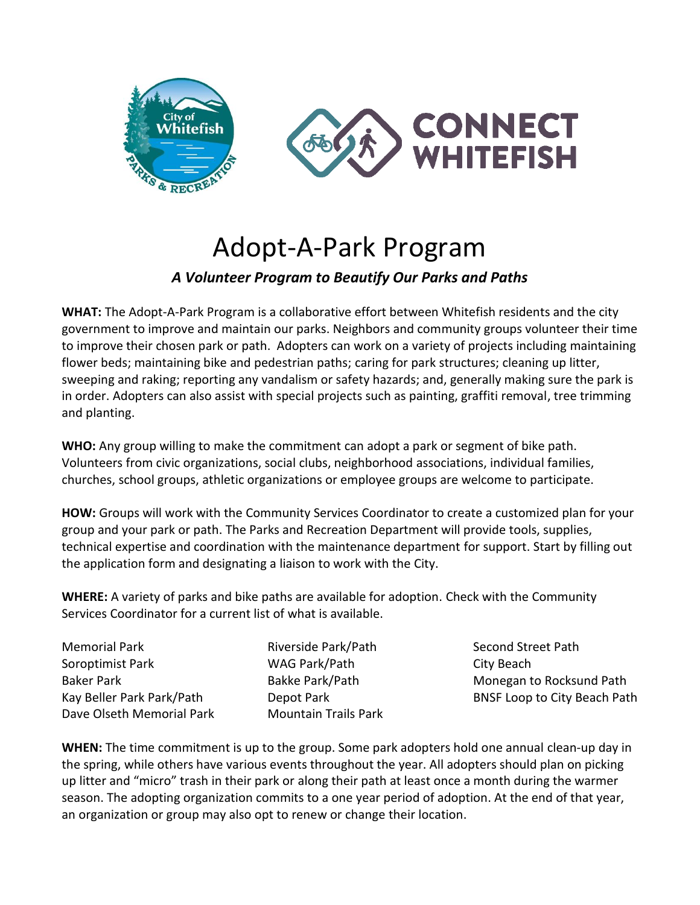# Adopt-A-Park Program

## *A Volunteer Program to Beautify Our Parks and Paths*

**WHAT:** The Adopt-A-Park Program is a collaborative effort between Whitefish residents and the city government to improve and maintain our parks. Neighbors and community groups volunteer their time to improve their chosen park or path. Adopters can work on a variety of projects including maintaining flower beds; maintaining bike and pedestrian paths; caring for park structures; cleaning up litter, sweeping and raking; reporting any vandalism or safety hazards; and, generally making sure the park is in order. Adopters can also assist with special projects such as painting, graffiti removal, tree trimming and planting.

**WHO:** Any group willing to make the commitment can adopt a park or segment of bike path. Volunteers from civic organizations, social clubs, neighborhood associations, individual families, churches, school groups, athletic organizations or employee groups are welcome to participate.

**HOW:** Groups will work with the Community Services Coordinator to create a customized plan for your group and your park or path. The Parks and Recreation Department will provide tools, supplies, technical expertise and coordination with the maintenance department for support. Start by filling out the application form and designating a liaison to work with the City.

**WHERE:** A variety of parks and bike paths are available for adoption. Check with the Community Services Coordinator for a current list of what is available.

- Memorial Park
- Soroptimist Park
- Baker Park
- Kay Beller Park/Path
- Dave Olseth Memorial Park
- Riverside Park/Path
- WAG Park/Path
- Bakke Park/Path
- Depot Park
- Mountain Trails Park
- Second Street Path
- City Beach
- Monegan to Rocksund Path
- BNSF Loop to City Beach Path

**WHEN:** The time commitment is up to the group. Some park adopters hold one annual clean-up day in the spring, while others have various events throughout the year. All adopters should plan on picking up litter and "micro" trash in their park or along their path at least once a month during the warmer season. The adopting organization commits to a one year period of adoption. At the end of that year, an organization or group may also opt to renew or change their location.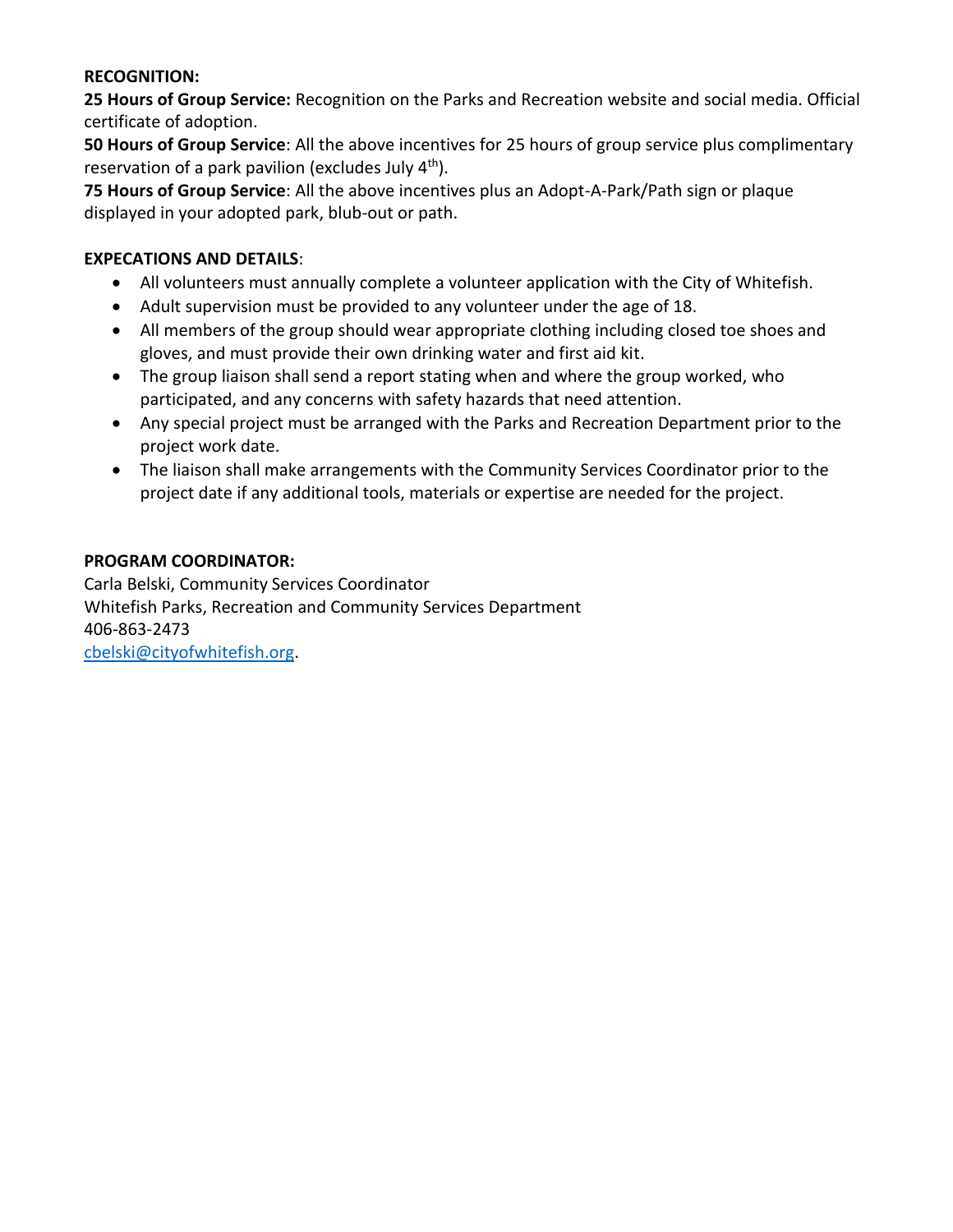**RECOGNITION:**

**25 Hours of Group Service:** Recognition on the Parks and Recreation website and social media. Official certificate of adoption.

**50 Hours of Group Service**: All the above incentives for 25 hours of group service plus complimentary reservation of a park pavilion (excludes July 4th).

**75 Hours of Group Service**: All the above incentives plus an Adopt-A-Park/Path sign or plaque displayed in your adopted park, blub-out or path.

**EXPECATIONS AND DETAILS**:

- All volunteers must annually complete a volunteer application with the City of Whitefish.
- Adult supervision must be provided to any volunteer under the age of 18.
- All members of the group should wear appropriate clothing including closed toe shoes and gloves, and must provide their own drinking water and first aid kit.
- The group liaison shall send a report stating when and where the group worked, who participated, and any concerns with safety hazards that need attention.
- Any special project must be arranged with the Parks and Recreation Department prior to the project work date.
- The liaison shall make arrangements with the Community Services Coordinator prior to the project date if any additional tools, materials or expertise are needed for the project.

**PROGRAM COORDINATOR:**

Carla Belski, Community Services Coordinator
Whitefish Parks, Recreation and Community Services Department
406-863-2473
cbelski@cityofwhitefish.org.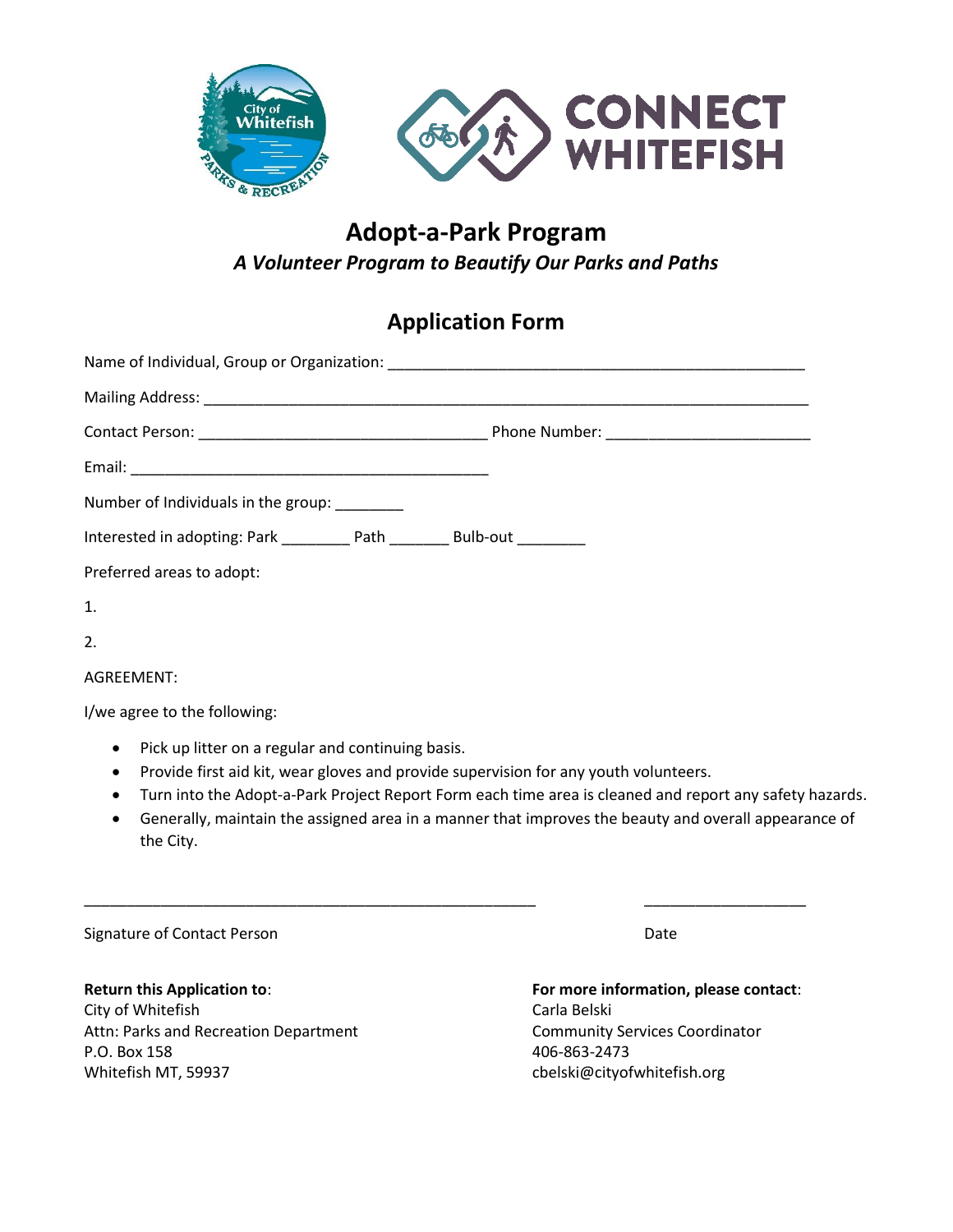# Adopt-a-Park Program

***A Volunteer Program to Beautify Our Parks and Paths***

## Application Form

Name of Individual, Group or Organization: ________________________________________________

Mailing Address: ______________________________________________________________________

Contact Person: _________________________________ Phone Number: _______________________

Email: __________________________________________

Number of Individuals in the group: ________

Interested in adopting: Park ________ Path _______ Bulb-out ________

Preferred areas to adopt:

1.

2.

AGREEMENT:

I/we agree to the following:

- Pick up litter on a regular and continuing basis.
- Provide first aid kit, wear gloves and provide supervision for any youth volunteers.
- Turn into the Adopt-a-Park Project Report Form each time area is cleaned and report any safety hazards.
- Generally, maintain the assigned area in a manner that improves the beauty and overall appearance of the City.

_____________________________________________________ __________________

Signature of Contact Person Date

**Return this Application to**:
City of Whitefish
Attn: Parks and Recreation Department
P.O. Box 158
Whitefish MT, 59937

**For more information, please contact**:
Carla Belski
Community Services Coordinator
406-863-2473
cbelski@cityofwhitefish.org